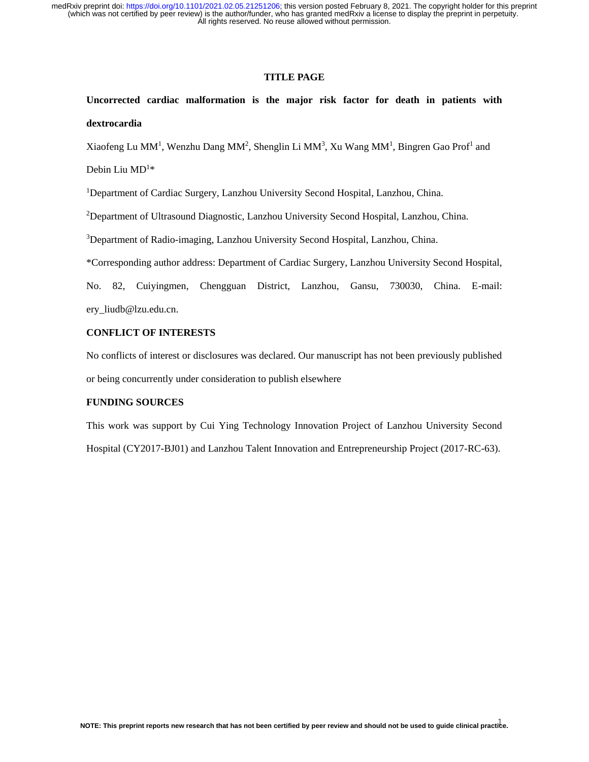**TITLE PAGE**

# Uncorrected cardiac malformation is the major risk factor for death in patients with dextrocardia

Xiaofeng Lu MM[1], Wenzhu Dang MM[2], Shenglin Li MM[3], Xu Wang MM[1], Bingren Gao Prof[1] and Debin Liu MD[1]*

[1]Department of Cardiac Surgery, Lanzhou University Second Hospital, Lanzhou, China.

[2]Department of Ultrasound Diagnostic, Lanzhou University Second Hospital, Lanzhou, China.

[3]Department of Radio-imaging, Lanzhou University Second Hospital, Lanzhou, China.

*Corresponding author address: Department of Cardiac Surgery, Lanzhou University Second Hospital, No. 82, Cuiyingmen, Chengguan District, Lanzhou, Gansu, 730030, China. E-mail: ery_liudb@lzu.edu.cn.

## CONFLICT OF INTERESTS

No conflicts of interest or disclosures was declared. Our manuscript has not been previously published or being concurrently under consideration to publish elsewhere

## FUNDING SOURCES

This work was support by Cui Ying Technology Innovation Project of Lanzhou University Second Hospital (CY2017-BJ01) and Lanzhou Talent Innovation and Entrepreneurship Project (2017-RC-63).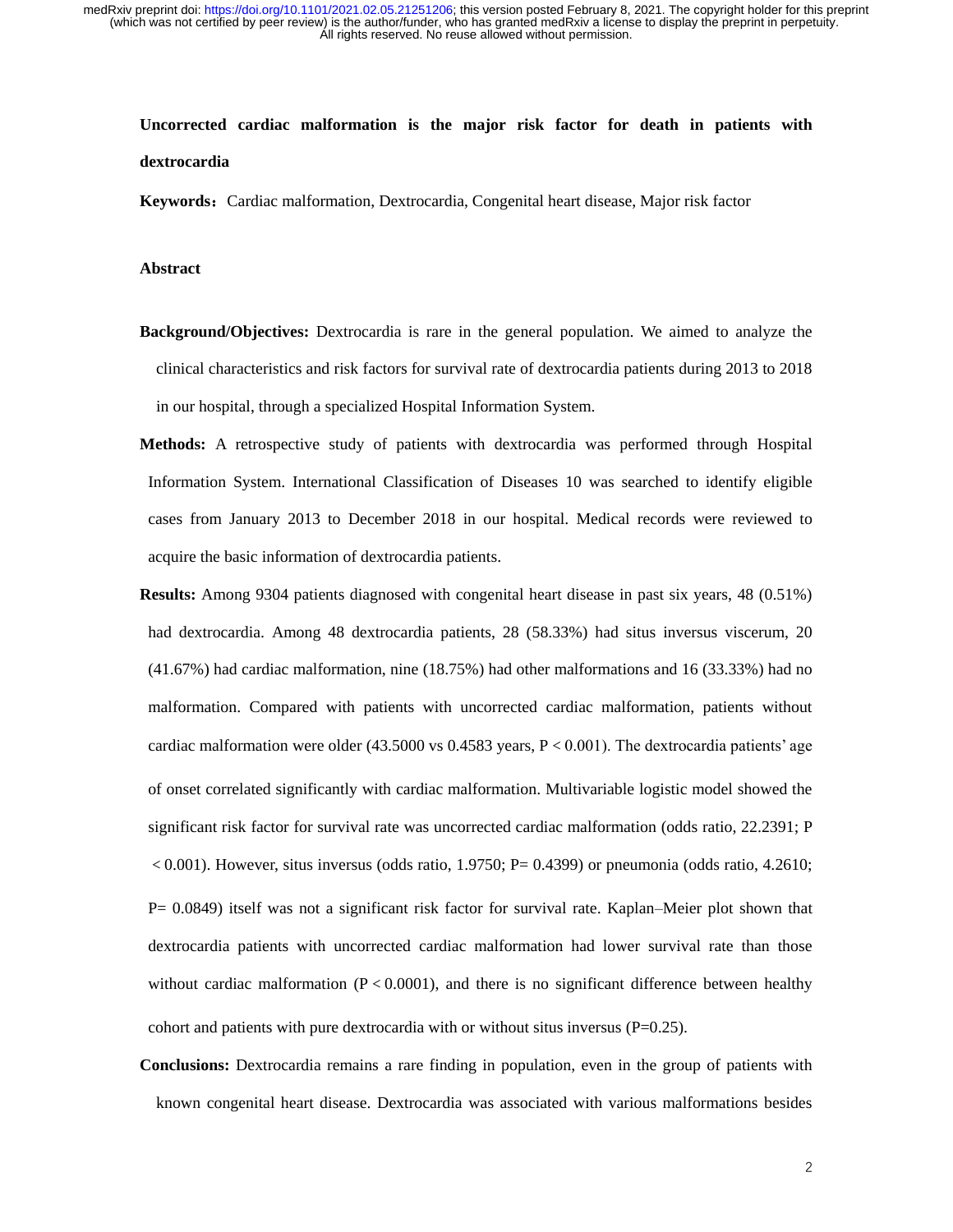**Uncorrected cardiac malformation is the major risk factor for death in patients with dextrocardia**

**Keywords：**Cardiac malformation, Dextrocardia, Congenital heart disease, Major risk factor

**Abstract**

**Background/Objectives:** Dextrocardia is rare in the general population. We aimed to analyze the clinical characteristics and risk factors for survival rate of dextrocardia patients during 2013 to 2018 in our hospital, through a specialized Hospital Information System.

**Methods:** A retrospective study of patients with dextrocardia was performed through Hospital Information System. International Classification of Diseases 10 was searched to identify eligible cases from January 2013 to December 2018 in our hospital. Medical records were reviewed to acquire the basic information of dextrocardia patients.

**Results:** Among 9304 patients diagnosed with congenital heart disease in past six years, 48 (0.51%) had dextrocardia. Among 48 dextrocardia patients, 28 (58.33%) had situs inversus viscerum, 20 (41.67%) had cardiac malformation, nine (18.75%) had other malformations and 16 (33.33%) had no malformation. Compared with patients with uncorrected cardiac malformation, patients without cardiac malformation were older (43.5000 vs 0.4583 years, $P < 0.001$). The dextrocardia patients' age of onset correlated significantly with cardiac malformation. Multivariable logistic model showed the significant risk factor for survival rate was uncorrected cardiac malformation (odds ratio, 22.2391; $P < 0.001$). However, situs inversus (odds ratio, 1.9750; $P = 0.4399$) or pneumonia (odds ratio, 4.2610; $P = 0.0849$) itself was not a significant risk factor for survival rate. Kaplan–Meier plot shown that dextrocardia patients with uncorrected cardiac malformation had lower survival rate than those without cardiac malformation ($P < 0.0001$), and there is no significant difference between healthy cohort and patients with pure dextrocardia with or without situs inversus ($P=0.25$).

**Conclusions:** Dextrocardia remains a rare finding in population, even in the group of patients with known congenital heart disease. Dextrocardia was associated with various malformations besides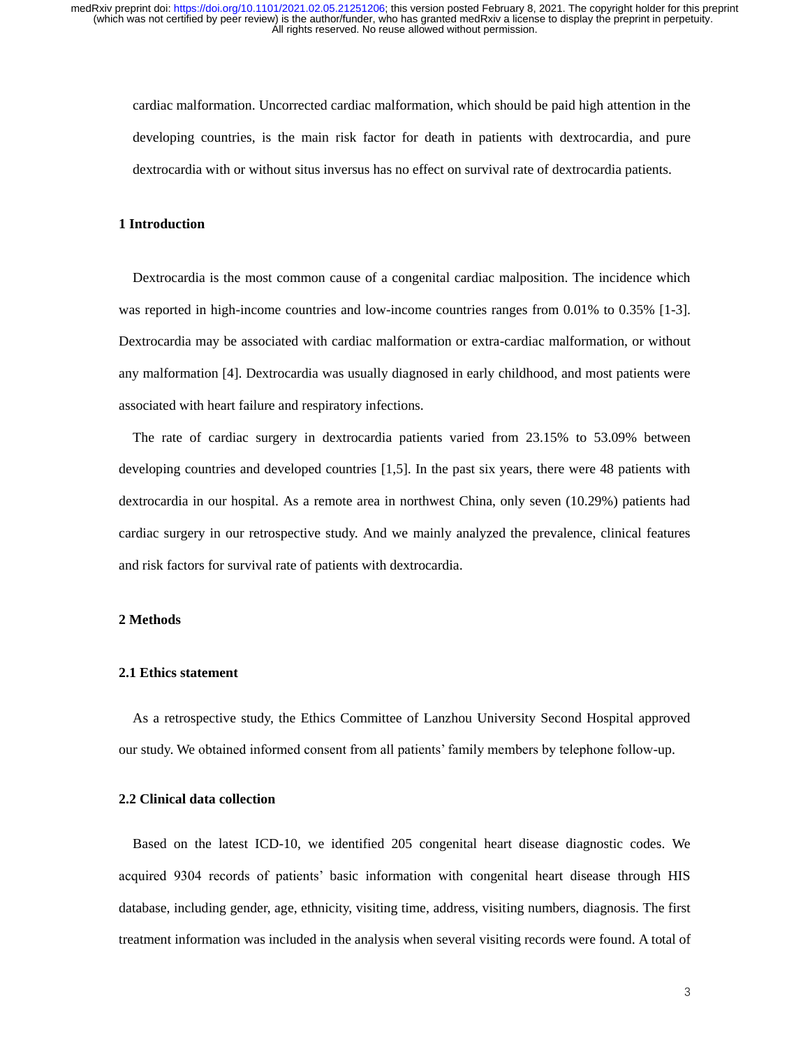cardiac malformation. Uncorrected cardiac malformation, which should be paid high attention in the developing countries, is the main risk factor for death in patients with dextrocardia, and pure dextrocardia with or without situs inversus has no effect on survival rate of dextrocardia patients.

## 1 Introduction

Dextrocardia is the most common cause of a congenital cardiac malposition. The incidence which was reported in high-income countries and low-income countries ranges from 0.01% to 0.35% [1-3]. Dextrocardia may be associated with cardiac malformation or extra-cardiac malformation, or without any malformation [4]. Dextrocardia was usually diagnosed in early childhood, and most patients were associated with heart failure and respiratory infections.

The rate of cardiac surgery in dextrocardia patients varied from 23.15% to 53.09% between developing countries and developed countries [1,5]. In the past six years, there were 48 patients with dextrocardia in our hospital. As a remote area in northwest China, only seven (10.29%) patients had cardiac surgery in our retrospective study. And we mainly analyzed the prevalence, clinical features and risk factors for survival rate of patients with dextrocardia.

## 2 Methods

### 2.1 Ethics statement

As a retrospective study, the Ethics Committee of Lanzhou University Second Hospital approved our study. We obtained informed consent from all patients' family members by telephone follow-up.

### 2.2 Clinical data collection

Based on the latest ICD-10, we identified 205 congenital heart disease diagnostic codes. We acquired 9304 records of patients' basic information with congenital heart disease through HIS database, including gender, age, ethnicity, visiting time, address, visiting numbers, diagnosis. The first treatment information was included in the analysis when several visiting records were found. A total of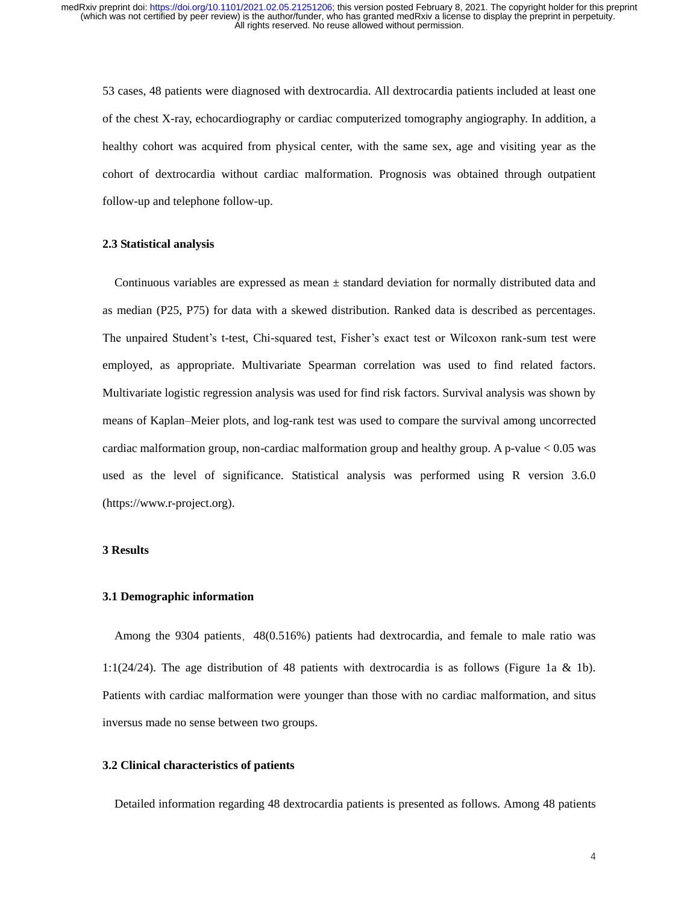53 cases, 48 patients were diagnosed with dextrocardia. All dextrocardia patients included at least one of the chest X-ray, echocardiography or cardiac computerized tomography angiography. In addition, a healthy cohort was acquired from physical center, with the same sex, age and visiting year as the cohort of dextrocardia without cardiac malformation. Prognosis was obtained through outpatient follow-up and telephone follow-up.

### 2.3 Statistical analysis

Continuous variables are expressed as mean ± standard deviation for normally distributed data and as median (P25, P75) for data with a skewed distribution. Ranked data is described as percentages. The unpaired Student's t-test, Chi-squared test, Fisher's exact test or Wilcoxon rank-sum test were employed, as appropriate. Multivariate Spearman correlation was used to find related factors. Multivariate logistic regression analysis was used for find risk factors. Survival analysis was shown by means of Kaplan–Meier plots, and log-rank test was used to compare the survival among uncorrected cardiac malformation group, non-cardiac malformation group and healthy group. A p-value $< 0.05$ was used as the level of significance. Statistical analysis was performed using R version 3.6.0 (https://www.r-project.org).

## 3 Results

### 3.1 Demographic information

Among the 9304 patients，48(0.516%) patients had dextrocardia, and female to male ratio was 1:1(24/24). The age distribution of 48 patients with dextrocardia is as follows (Figure 1a & 1b). Patients with cardiac malformation were younger than those with no cardiac malformation, and situs inversus made no sense between two groups.

### 3.2 Clinical characteristics of patients

Detailed information regarding 48 dextrocardia patients is presented as follows. Among 48 patients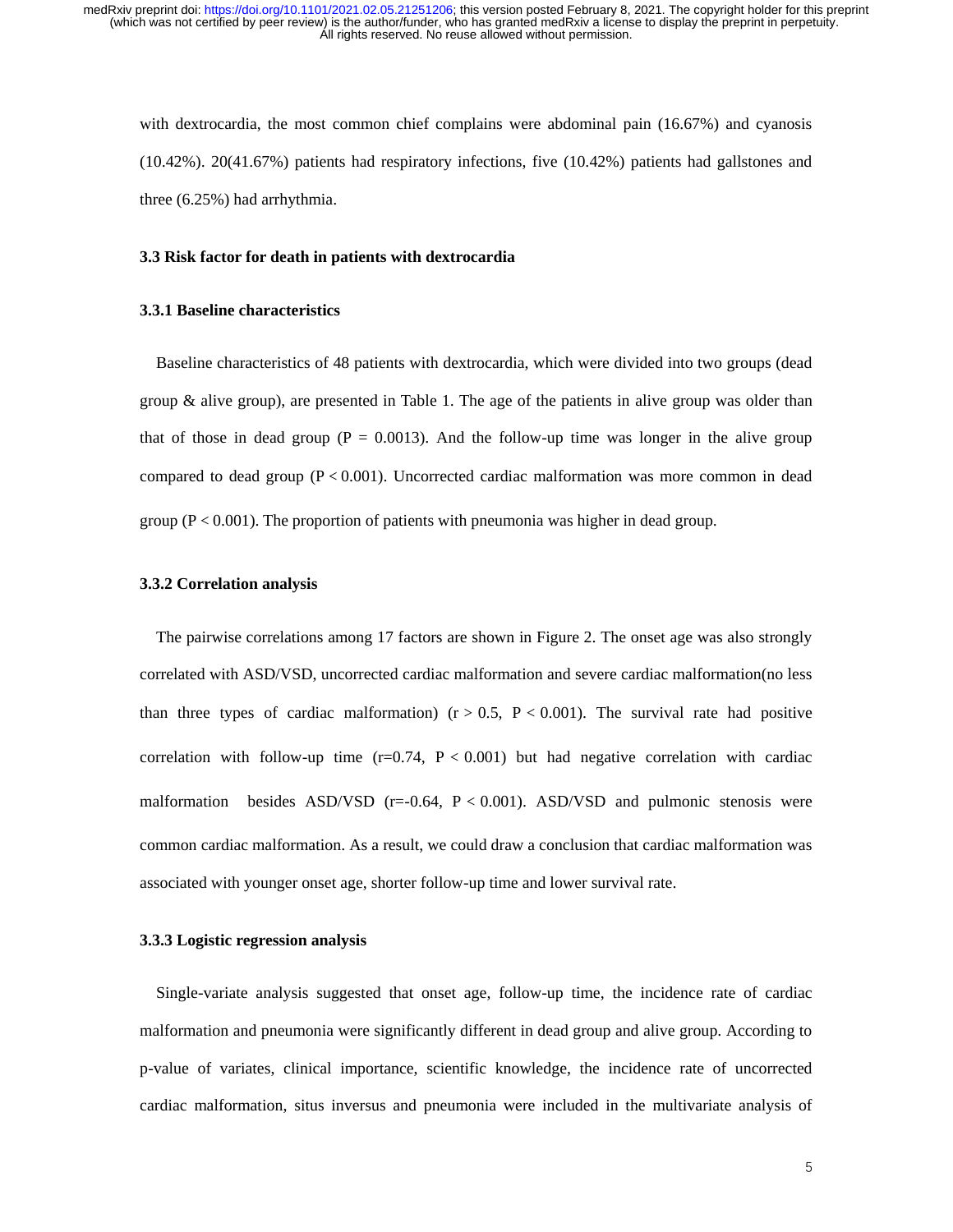with dextrocardia, the most common chief complains were abdominal pain (16.67%) and cyanosis (10.42%). 20(41.67%) patients had respiratory infections, five (10.42%) patients had gallstones and three (6.25%) had arrhythmia.

### 3.3 Risk factor for death in patients with dextrocardia

#### 3.3.1 Baseline characteristics

Baseline characteristics of 48 patients with dextrocardia, which were divided into two groups (dead group & alive group), are presented in Table 1. The age of the patients in alive group was older than that of those in dead group ($P = 0.0013$). And the follow-up time was longer in the alive group compared to dead group ($P < 0.001$). Uncorrected cardiac malformation was more common in dead group ($P < 0.001$). The proportion of patients with pneumonia was higher in dead group.

#### 3.3.2 Correlation analysis

The pairwise correlations among 17 factors are shown in Figure 2. The onset age was also strongly correlated with ASD/VSD, uncorrected cardiac malformation and severe cardiac malformation(no less than three types of cardiac malformation) ($r > 0.5$, $P < 0.001$). The survival rate had positive correlation with follow-up time ($r=0.74$, $P < 0.001$) but had negative correlation with cardiac malformation besides ASD/VSD ($r=-0.64$, $P < 0.001$). ASD/VSD and pulmonic stenosis were common cardiac malformation. As a result, we could draw a conclusion that cardiac malformation was associated with younger onset age, shorter follow-up time and lower survival rate.

#### 3.3.3 Logistic regression analysis

Single-variate analysis suggested that onset age, follow-up time, the incidence rate of cardiac malformation and pneumonia were significantly different in dead group and alive group. According to p-value of variates, clinical importance, scientific knowledge, the incidence rate of uncorrected cardiac malformation, situs inversus and pneumonia were included in the multivariate analysis of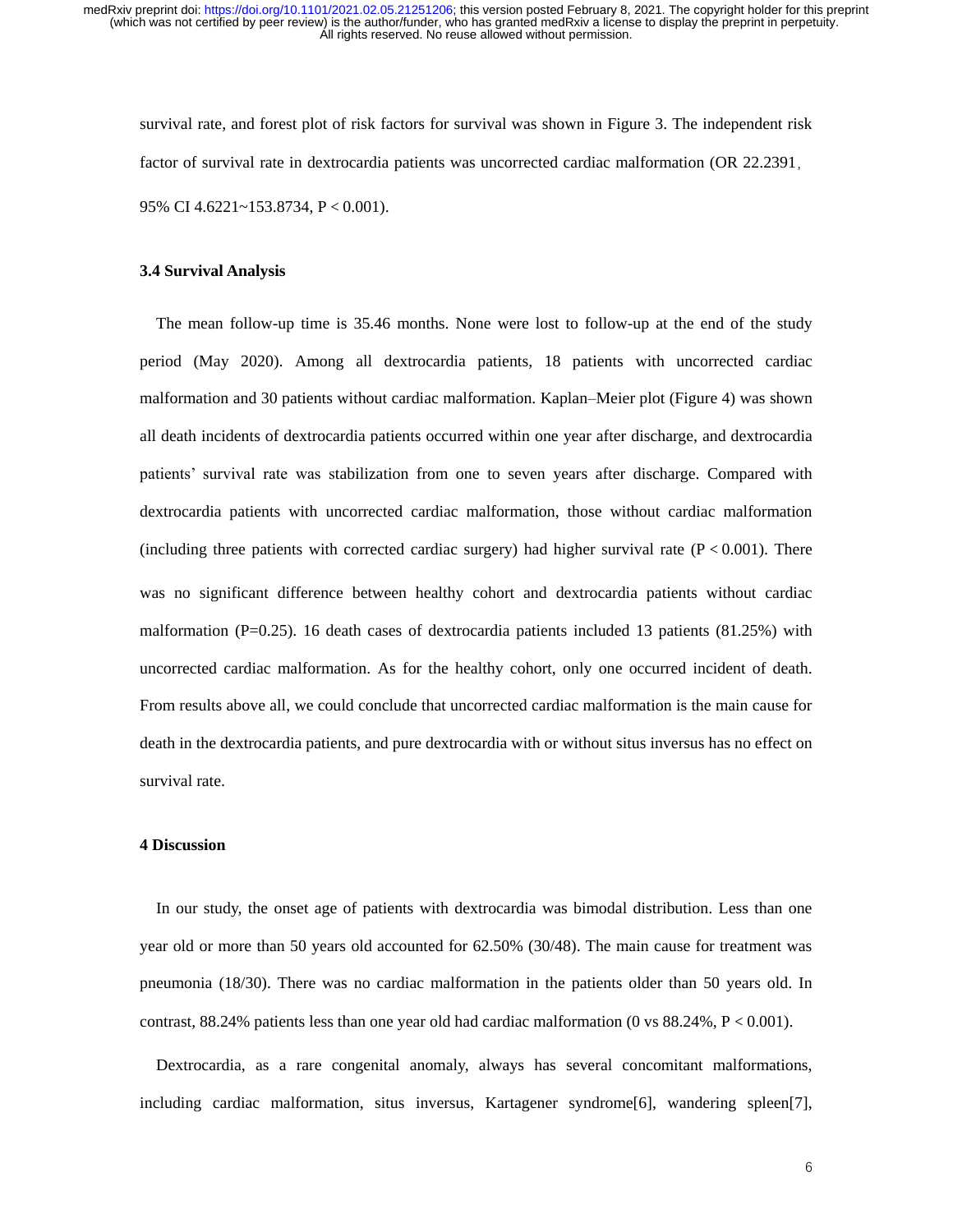survival rate, and forest plot of risk factors for survival was shown in Figure 3. The independent risk factor of survival rate in dextrocardia patients was uncorrected cardiac malformation (OR 22.2391, 95% CI 4.6221~153.8734, $P < 0.001$).

### 3.4 Survival Analysis

The mean follow-up time is 35.46 months. None were lost to follow-up at the end of the study period (May 2020). Among all dextrocardia patients, 18 patients with uncorrected cardiac malformation and 30 patients without cardiac malformation. Kaplan–Meier plot (Figure 4) was shown all death incidents of dextrocardia patients occurred within one year after discharge, and dextrocardia patients' survival rate was stabilization from one to seven years after discharge. Compared with dextrocardia patients with uncorrected cardiac malformation, those without cardiac malformation (including three patients with corrected cardiac surgery) had higher survival rate ($P < 0.001$). There was no significant difference between healthy cohort and dextrocardia patients without cardiac malformation ($P=0.25$). 16 death cases of dextrocardia patients included 13 patients (81.25%) with uncorrected cardiac malformation. As for the healthy cohort, only one occurred incident of death. From results above all, we could conclude that uncorrected cardiac malformation is the main cause for death in the dextrocardia patients, and pure dextrocardia with or without situs inversus has no effect on survival rate.

## 4 Discussion

In our study, the onset age of patients with dextrocardia was bimodal distribution. Less than one year old or more than 50 years old accounted for 62.50% (30/48). The main cause for treatment was pneumonia (18/30). There was no cardiac malformation in the patients older than 50 years old. In contrast, 88.24% patients less than one year old had cardiac malformation (0 vs 88.24%, $P < 0.001$).

Dextrocardia, as a rare congenital anomaly, always has several concomitant malformations, including cardiac malformation, situs inversus, Kartagener syndrome[6], wandering spleen[7],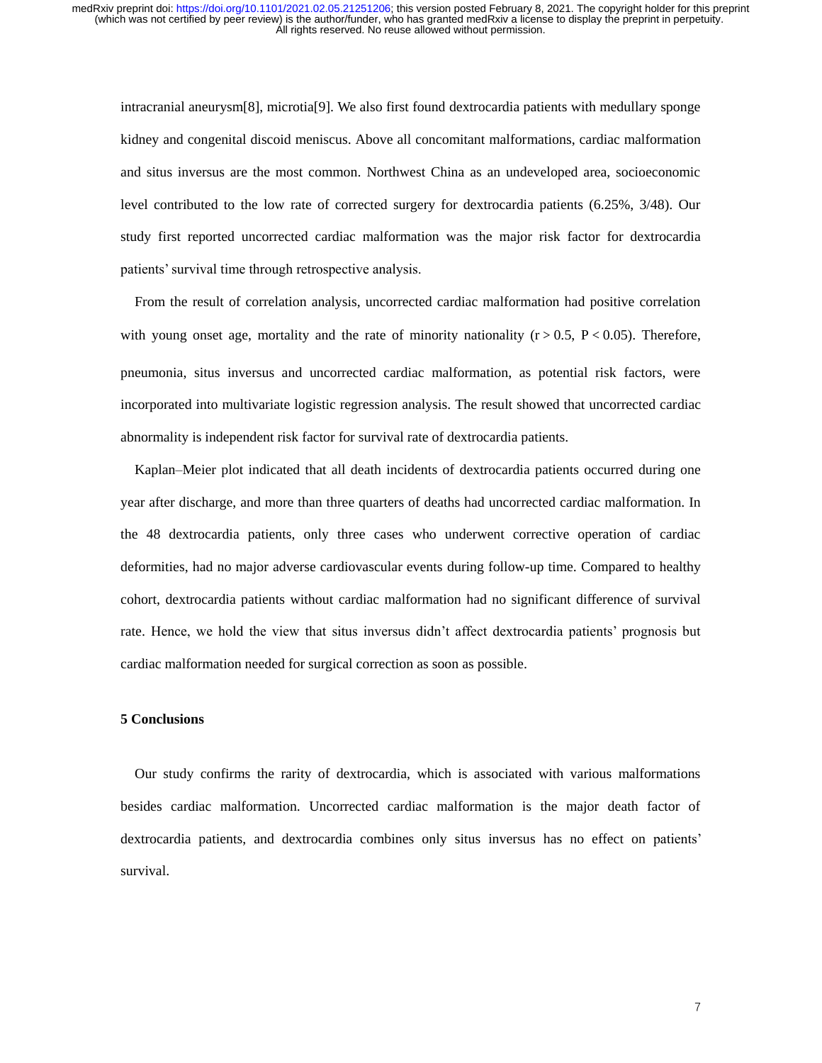intracranial aneurysm[8], microtia[9]. We also first found dextrocardia patients with medullary sponge kidney and congenital discoid meniscus. Above all concomitant malformations, cardiac malformation and situs inversus are the most common. Northwest China as an undeveloped area, socioeconomic level contributed to the low rate of corrected surgery for dextrocardia patients (6.25%, 3/48). Our study first reported uncorrected cardiac malformation was the major risk factor for dextrocardia patients' survival time through retrospective analysis.

From the result of correlation analysis, uncorrected cardiac malformation had positive correlation with young onset age, mortality and the rate of minority nationality ($r > 0.5$, $P < 0.05$). Therefore, pneumonia, situs inversus and uncorrected cardiac malformation, as potential risk factors, were incorporated into multivariate logistic regression analysis. The result showed that uncorrected cardiac abnormality is independent risk factor for survival rate of dextrocardia patients.

Kaplan–Meier plot indicated that all death incidents of dextrocardia patients occurred during one year after discharge, and more than three quarters of deaths had uncorrected cardiac malformation. In the 48 dextrocardia patients, only three cases who underwent corrective operation of cardiac deformities, had no major adverse cardiovascular events during follow-up time. Compared to healthy cohort, dextrocardia patients without cardiac malformation had no significant difference of survival rate. Hence, we hold the view that situs inversus didn't affect dextrocardia patients' prognosis but cardiac malformation needed for surgical correction as soon as possible.

## 5 Conclusions

Our study confirms the rarity of dextrocardia, which is associated with various malformations besides cardiac malformation. Uncorrected cardiac malformation is the major death factor of dextrocardia patients, and dextrocardia combines only situs inversus has no effect on patients' survival.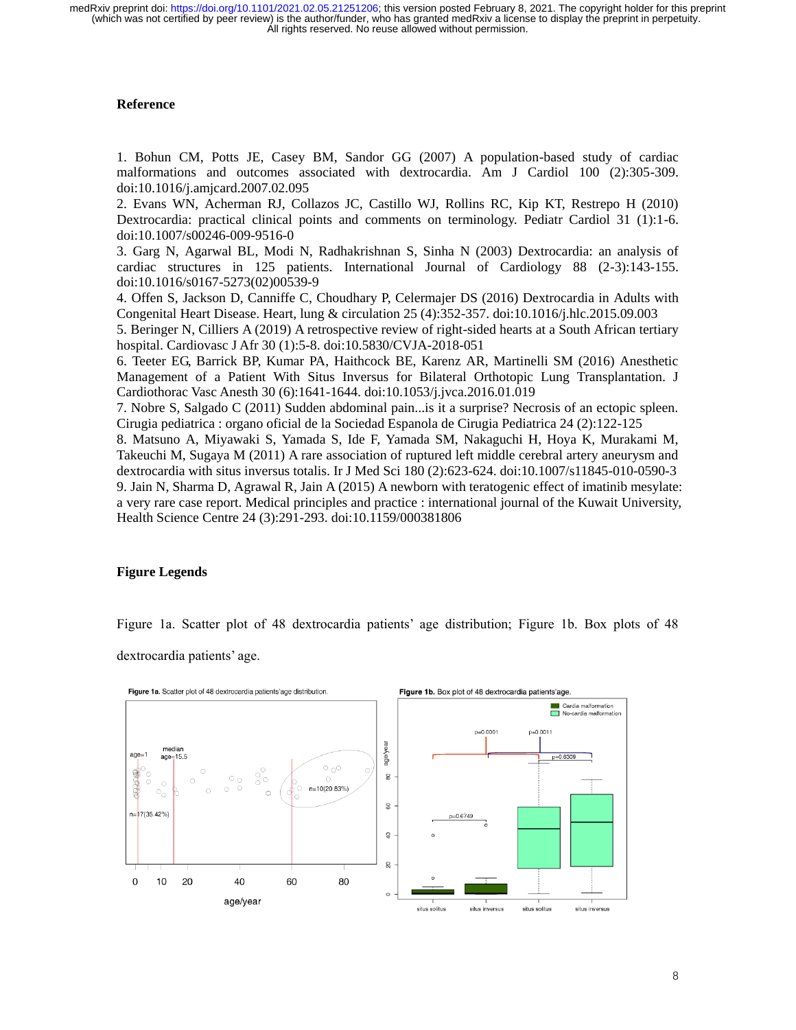## Reference

1. Bohun CM, Potts JE, Casey BM, Sandor GG (2007) A population-based study of cardiac malformations and outcomes associated with dextrocardia. Am J Cardiol 100 (2):305-309. doi:10.1016/j.amjcard.2007.02.095
2. Evans WN, Acherman RJ, Collazos JC, Castillo WJ, Rollins RC, Kip KT, Restrepo H (2010) Dextrocardia: practical clinical points and comments on terminology. Pediatr Cardiol 31 (1):1-6. doi:10.1007/s00246-009-9516-0
3. Garg N, Agarwal BL, Modi N, Radhakrishnan S, Sinha N (2003) Dextrocardia: an analysis of cardiac structures in 125 patients. International Journal of Cardiology 88 (2-3):143-155. doi:10.1016/s0167-5273(02)00539-9
4. Offen S, Jackson D, Canniffe C, Choudhary P, Celermajer DS (2016) Dextrocardia in Adults with Congenital Heart Disease. Heart, lung & circulation 25 (4):352-357. doi:10.1016/j.hlc.2015.09.003
5. Beringer N, Cilliers A (2019) A retrospective review of right-sided hearts at a South African tertiary hospital. Cardiovasc J Afr 30 (1):5-8. doi:10.5830/CVJA-2018-051
6. Teeter EG, Barrick BP, Kumar PA, Haithcock BE, Karenz AR, Martinelli SM (2016) Anesthetic Management of a Patient With Situs Inversus for Bilateral Orthotopic Lung Transplantation. J Cardiothorac Vasc Anesth 30 (6):1641-1644. doi:10.1053/j.jvca.2016.01.019
7. Nobre S, Salgado C (2011) Sudden abdominal pain...is it a surprise? Necrosis of an ectopic spleen. Cirugia pediatrica : organo oficial de la Sociedad Espanola de Cirugia Pediatrica 24 (2):122-125
8. Matsuno A, Miyawaki S, Yamada S, Ide F, Yamada SM, Nakaguchi H, Hoya K, Murakami M, Takeuchi M, Sugaya M (2011) A rare association of ruptured left middle cerebral artery aneurysm and dextrocardia with situs inversus totalis. Ir J Med Sci 180 (2):623-624. doi:10.1007/s11845-010-0590-3
9. Jain N, Sharma D, Agrawal R, Jain A (2015) A newborn with teratogenic effect of imatinib mesylate: a very rare case report. Medical principles and practice : international journal of the Kuwait University, Health Science Centre 24 (3):291-293. doi:10.1159/000381806

## Figure Legends

Figure 1a. Scatter plot of 48 dextrocardia patients' age distribution; Figure 1b. Box plots of 48 dextrocardia patients' age.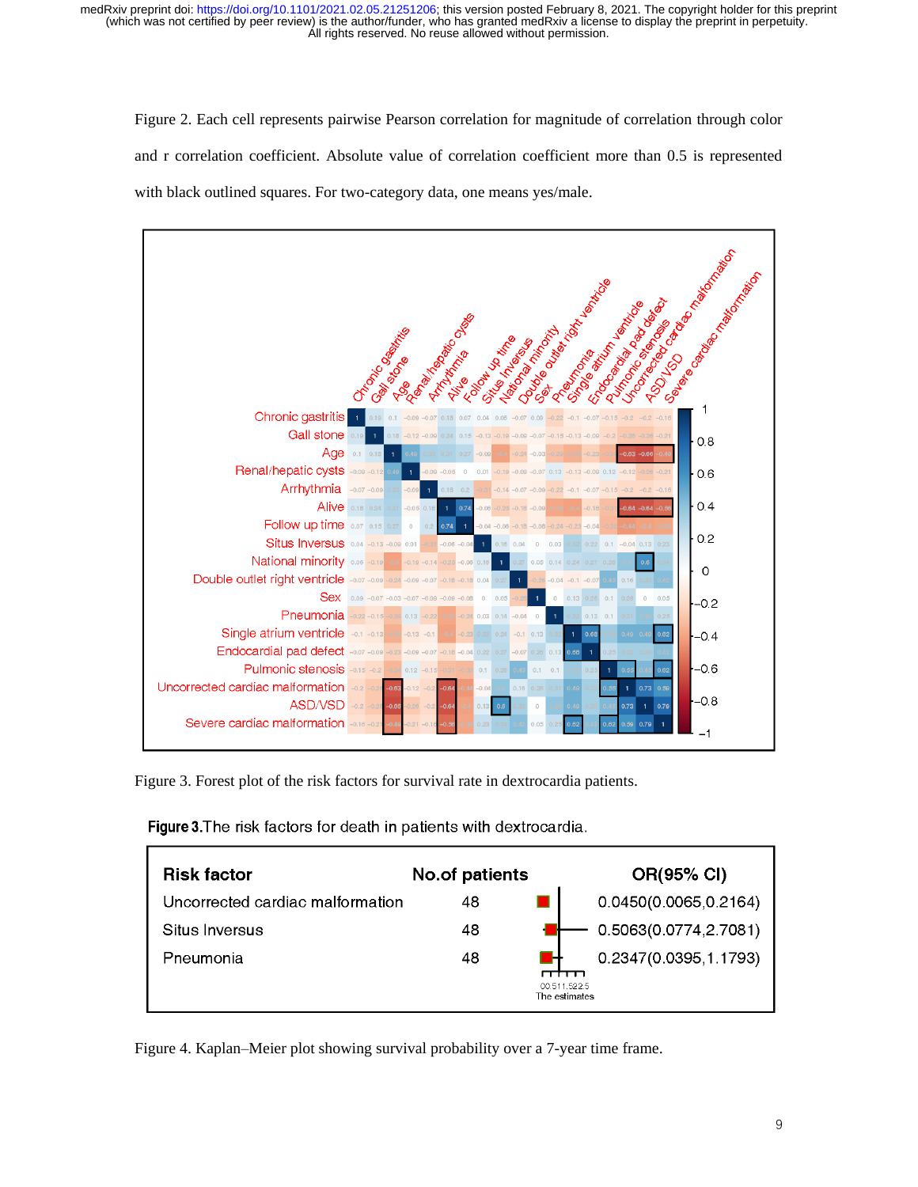Figure 2. Each cell represents pairwise Pearson correlation for magnitude of correlation through color and r correlation coefficient. Absolute value of correlation coefficient more than 0.5 is represented with black outlined squares. For two-category data, one means yes/male.

Figure 3. Forest plot of the risk factors for survival rate in dextrocardia patients.

**Figure 3.** The risk factors for death in patients with dextrocardia.

| Risk factor | No.of patients | OR(95% CI) |
|---|---|---|
| Uncorrected cardiac malformation | 48 | 0.0450(0.0065,0.2164) |
| Situs Inversus | 48 | 0.5063(0.0774,2.7081) |
| Pneumonia | 48 | 0.2347(0.0395,1.1793) |

Figure 4. Kaplan–Meier plot showing survival probability over a 7-year time frame.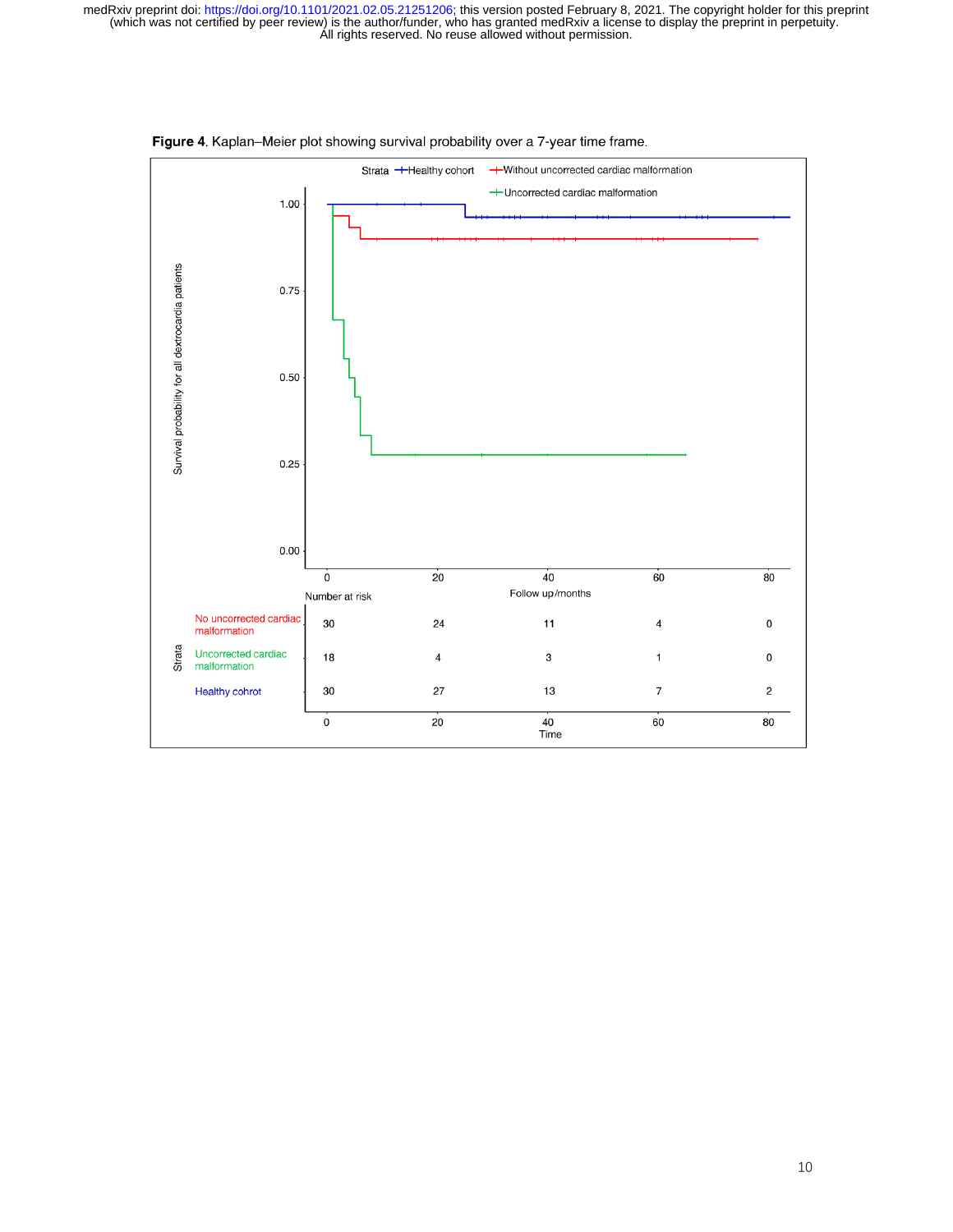**Figure 4**. Kaplan–Meier plot showing survival probability over a 7-year time frame.

Strata: Healthy cohort; Without uncorrected cardiac malformation; Uncorrected cardiac malformation

Number at risk

| Strata | 0 | 20 | 40 | 60 | 80 |
|---|---|---|---|---|---|
| No uncorrected cardiac malformation | 30 | 24 | 11 | 4 | 0 |
| Uncorrected cardiac malformation | 18 | 4 | 3 | 1 | 0 |
| Healthy cohrot | 30 | 27 | 13 | 7 | 2 |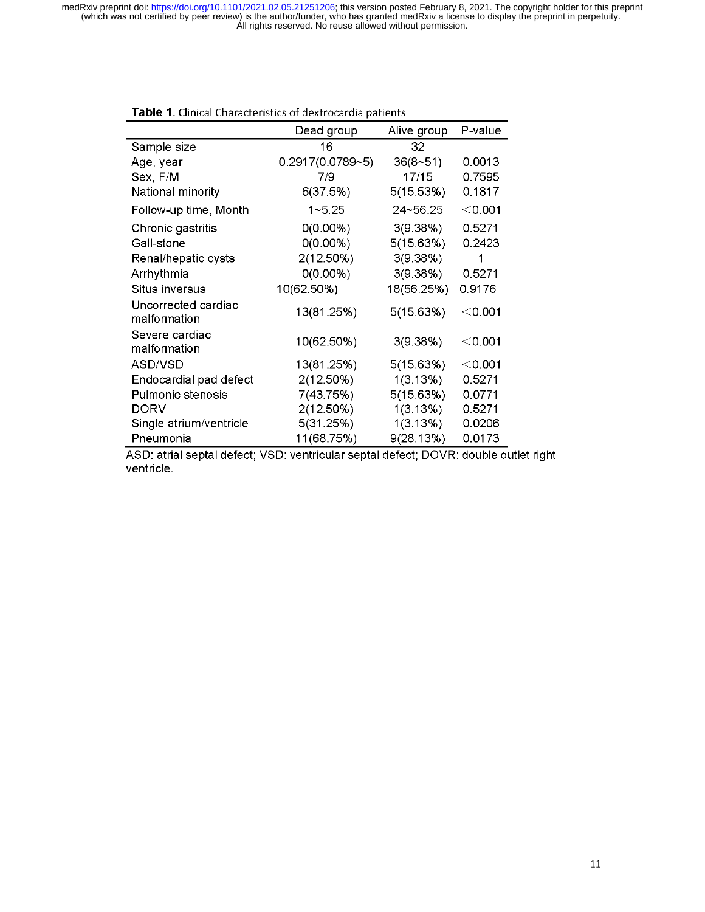**Table 1.** Clinical Characteristics of dextrocardia patients

| | Dead group | Alive group | P-value |
|---|---|---|---|
| Sample size | 16 | 32 | |
| Age, year | 0.2917(0.0789~5) | 36(8~51) | 0.0013 |
| Sex, F/M | 7/9 | 17/15 | 0.7595 |
| National minority | 6(37.5%) | 5(15.53%) | 0.1817 |
| Follow-up time, Month | 1~5.25 | 24~56.25 | <0.001 |
| Chronic gastritis | 0(0.00%) | 3(9.38%) | 0.5271 |
| Gall-stone | 0(0.00%) | 5(15.63%) | 0.2423 |
| Renal/hepatic cysts | 2(12.50%) | 3(9.38%) | 1 |
| Arrhythmia | 0(0.00%) | 3(9.38%) | 0.5271 |
| Situs inversus | 10(62.50%) | 18(56.25%) | 0.9176 |
| Uncorrected cardiac malformation | 13(81.25%) | 5(15.63%) | <0.001 |
| Severe cardiac malformation | 10(62.50%) | 3(9.38%) | <0.001 |
| ASD/VSD | 13(81.25%) | 5(15.63%) | <0.001 |
| Endocardial pad defect | 2(12.50%) | 1(3.13%) | 0.5271 |
| Pulmonic stenosis | 7(43.75%) | 5(15.63%) | 0.0771 |
| DORV | 2(12.50%) | 1(3.13%) | 0.5271 |
| Single atrium/ventricle | 5(31.25%) | 1(3.13%) | 0.0206 |
| Pneumonia | 11(68.75%) | 9(28.13%) | 0.0173 |

ASD: atrial septal defect; VSD: ventricular septal defect; DOVR: double outlet right ventricle.